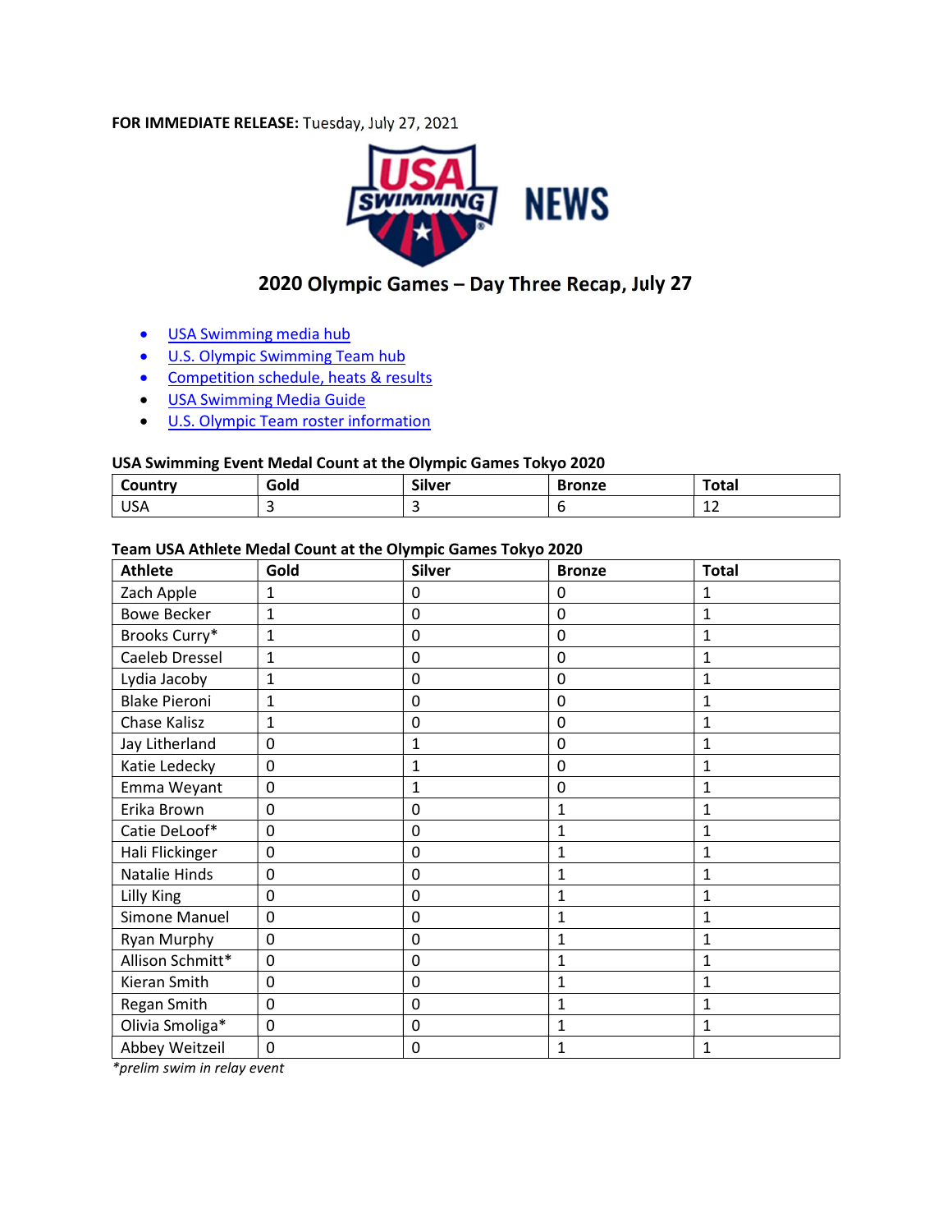**FOR IMMEDIATE RELEASE:** Tuesday, July 27, 2021

USA SWIMMING NEWS

## 2020 Olympic Games – Day Three Recap, July 27

- USA Swimming media hub
- U.S. Olympic Swimming Team hub
- Competition schedule, heats & results
- USA Swimming Media Guide
- U.S. Olympic Team roster information

**USA Swimming Event Medal Count at the Olympic Games Tokyo 2020**

| Country | Gold | Silver | Bronze | Total |
|---|---|---|---|---|
| USA | 3 | 3 | 6 | 12 |

**Team USA Athlete Medal Count at the Olympic Games Tokyo 2020**

| Athlete | Gold | Silver | Bronze | Total |
|---|---|---|---|---|
| Zach Apple | 1 | 0 | 0 | 1 |
| Bowe Becker | 1 | 0 | 0 | 1 |
| Brooks Curry* | 1 | 0 | 0 | 1 |
| Caeleb Dressel | 1 | 0 | 0 | 1 |
| Lydia Jacoby | 1 | 0 | 0 | 1 |
| Blake Pieroni | 1 | 0 | 0 | 1 |
| Chase Kalisz | 1 | 0 | 0 | 1 |
| Jay Litherland | 0 | 1 | 0 | 1 |
| Katie Ledecky | 0 | 1 | 0 | 1 |
| Emma Weyant | 0 | 1 | 0 | 1 |
| Erika Brown | 0 | 0 | 1 | 1 |
| Catie DeLoof* | 0 | 0 | 1 | 1 |
| Hali Flickinger | 0 | 0 | 1 | 1 |
| Natalie Hinds | 0 | 0 | 1 | 1 |
| Lilly King | 0 | 0 | 1 | 1 |
| Simone Manuel | 0 | 0 | 1 | 1 |
| Ryan Murphy | 0 | 0 | 1 | 1 |
| Allison Schmitt* | 0 | 0 | 1 | 1 |
| Kieran Smith | 0 | 0 | 1 | 1 |
| Regan Smith | 0 | 0 | 1 | 1 |
| Olivia Smoliga* | 0 | 0 | 1 | 1 |
| Abbey Weitzeil | 0 | 0 | 1 | 1 |

*\*prelim swim in relay event*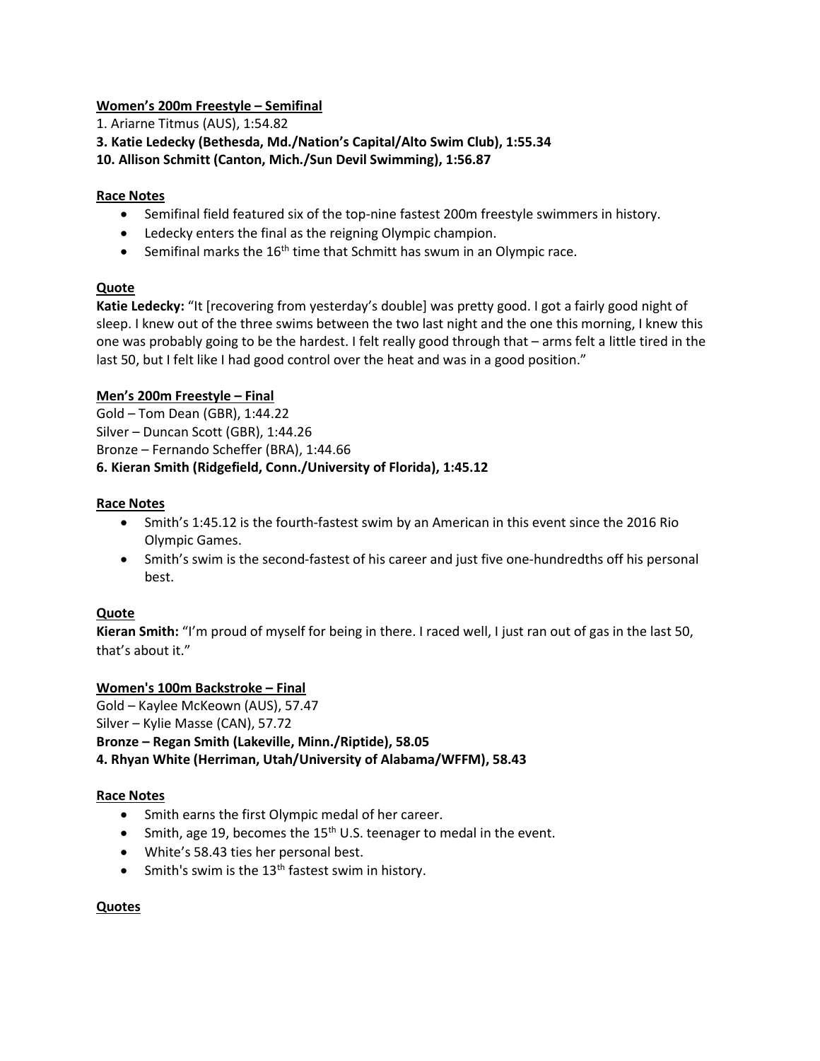**Women's 200m Freestyle – Semifinal**

1. Ariarne Titmus (AUS), 1:54.82

**3. Katie Ledecky (Bethesda, Md./Nation's Capital/Alto Swim Club), 1:55.34**

**10. Allison Schmitt (Canton, Mich./Sun Devil Swimming), 1:56.87**

**Race Notes**

- Semifinal field featured six of the top-nine fastest 200m freestyle swimmers in history.
- Ledecky enters the final as the reigning Olympic champion.
- Semifinal marks the 16th time that Schmitt has swum in an Olympic race.

**Quote**

**Katie Ledecky:** "It [recovering from yesterday's double] was pretty good. I got a fairly good night of sleep. I knew out of the three swims between the two last night and the one this morning, I knew this one was probably going to be the hardest. I felt really good through that – arms felt a little tired in the last 50, but I felt like I had good control over the heat and was in a good position."

**Men's 200m Freestyle – Final**

Gold – Tom Dean (GBR), 1:44.22

Silver – Duncan Scott (GBR), 1:44.26

Bronze – Fernando Scheffer (BRA), 1:44.66

**6. Kieran Smith (Ridgefield, Conn./University of Florida), 1:45.12**

**Race Notes**

- Smith's 1:45.12 is the fourth-fastest swim by an American in this event since the 2016 Rio Olympic Games.
- Smith's swim is the second-fastest of his career and just five one-hundredths off his personal best.

**Quote**

**Kieran Smith:** "I'm proud of myself for being in there. I raced well, I just ran out of gas in the last 50, that's about it."

**Women's 100m Backstroke – Final**

Gold – Kaylee McKeown (AUS), 57.47

Silver – Kylie Masse (CAN), 57.72

**Bronze – Regan Smith (Lakeville, Minn./Riptide), 58.05**

**4. Rhyan White (Herriman, Utah/University of Alabama/WFFM), 58.43**

**Race Notes**

- Smith earns the first Olympic medal of her career.
- Smith, age 19, becomes the 15th U.S. teenager to medal in the event.
- White's 58.43 ties her personal best.
- Smith's swim is the 13th fastest swim in history.

**Quotes**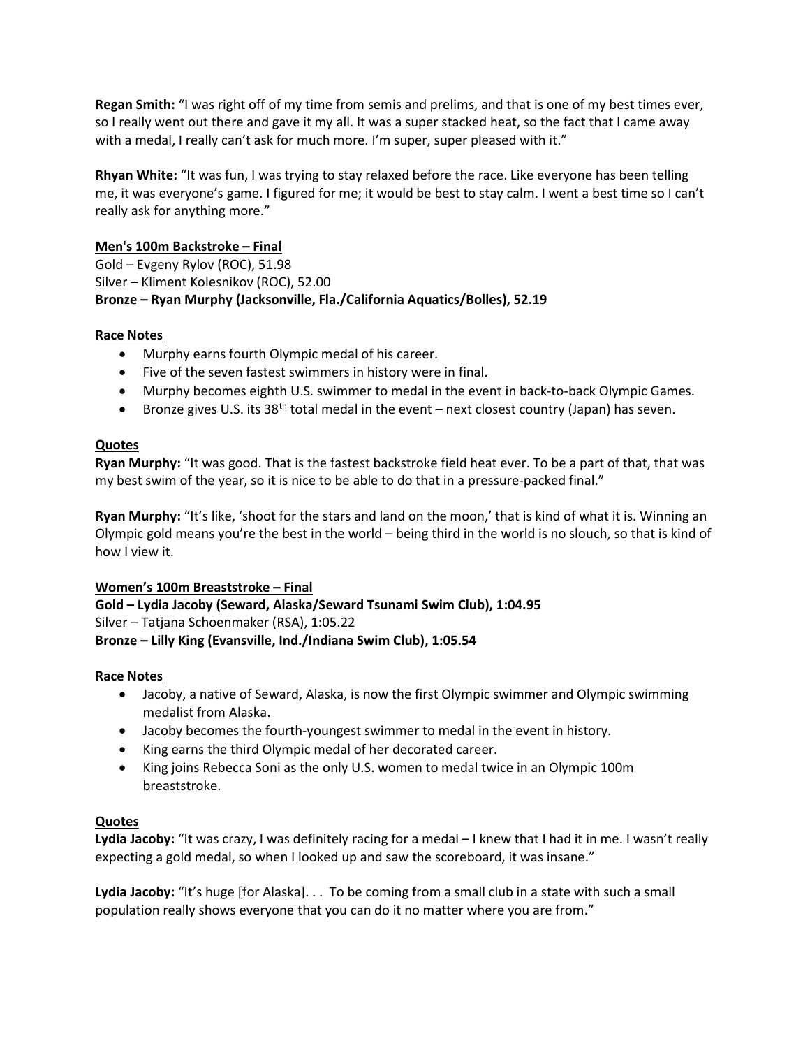**Regan Smith:** "I was right off of my time from semis and prelims, and that is one of my best times ever, so I really went out there and gave it my all. It was a super stacked heat, so the fact that I came away with a medal, I really can't ask for much more. I'm super, super pleased with it."

**Rhyan White:** "It was fun, I was trying to stay relaxed before the race. Like everyone has been telling me, it was everyone's game. I figured for me; it would be best to stay calm. I went a best time so I can't really ask for anything more."

**Men's 100m Backstroke – Final**

Gold – Evgeny Rylov (ROC), 51.98
Silver – Kliment Kolesnikov (ROC), 52.00
**Bronze – Ryan Murphy (Jacksonville, Fla./California Aquatics/Bolles), 52.19**

**Race Notes**

- Murphy earns fourth Olympic medal of his career.
- Five of the seven fastest swimmers in history were in final.
- Murphy becomes eighth U.S. swimmer to medal in the event in back-to-back Olympic Games.
- Bronze gives U.S. its 38th total medal in the event – next closest country (Japan) has seven.

**Quotes**

**Ryan Murphy:** "It was good. That is the fastest backstroke field heat ever. To be a part of that, that was my best swim of the year, so it is nice to be able to do that in a pressure-packed final."

**Ryan Murphy:** "It's like, 'shoot for the stars and land on the moon,' that is kind of what it is. Winning an Olympic gold means you're the best in the world – being third in the world is no slouch, so that is kind of how I view it.

**Women's 100m Breaststroke – Final**

**Gold – Lydia Jacoby (Seward, Alaska/Seward Tsunami Swim Club), 1:04.95**
Silver – Tatjana Schoenmaker (RSA), 1:05.22
**Bronze – Lilly King (Evansville, Ind./Indiana Swim Club), 1:05.54**

**Race Notes**

- Jacoby, a native of Seward, Alaska, is now the first Olympic swimmer and Olympic swimming medalist from Alaska.
- Jacoby becomes the fourth-youngest swimmer to medal in the event in history.
- King earns the third Olympic medal of her decorated career.
- King joins Rebecca Soni as the only U.S. women to medal twice in an Olympic 100m breaststroke.

**Quotes**

**Lydia Jacoby:** "It was crazy, I was definitely racing for a medal – I knew that I had it in me. I wasn't really expecting a gold medal, so when I looked up and saw the scoreboard, it was insane."

**Lydia Jacoby:** "It's huge [for Alaska]. . . To be coming from a small club in a state with such a small population really shows everyone that you can do it no matter where you are from."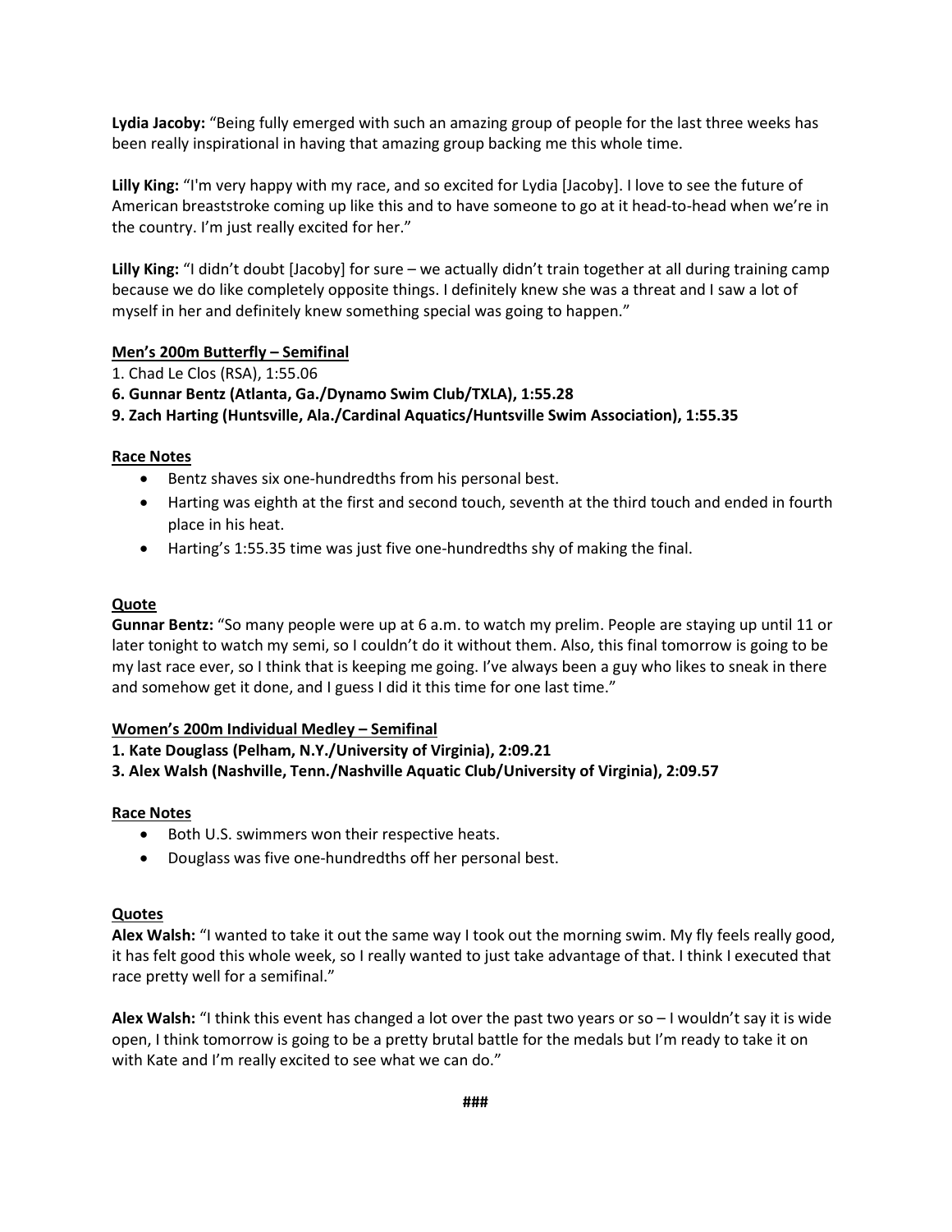**Lydia Jacoby:** “Being fully emerged with such an amazing group of people for the last three weeks has been really inspirational in having that amazing group backing me this whole time.

**Lilly King:** “I'm very happy with my race, and so excited for Lydia [Jacoby]. I love to see the future of American breaststroke coming up like this and to have someone to go at it head-to-head when we’re in the country. I’m just really excited for her.”

**Lilly King:** “I didn’t doubt [Jacoby] for sure – we actually didn’t train together at all during training camp because we do like completely opposite things. I definitely knew she was a threat and I saw a lot of myself in her and definitely knew something special was going to happen.”

**Men’s 200m Butterfly – Semifinal**

1. Chad Le Clos (RSA), 1:55.06

**6. Gunnar Bentz (Atlanta, Ga./Dynamo Swim Club/TXLA), 1:55.28**

**9. Zach Harting (Huntsville, Ala./Cardinal Aquatics/Huntsville Swim Association), 1:55.35**

**Race Notes**

- Bentz shaves six one-hundredths from his personal best.
- Harting was eighth at the first and second touch, seventh at the third touch and ended in fourth place in his heat.
- Harting’s 1:55.35 time was just five one-hundredths shy of making the final.

**Quote**

**Gunnar Bentz:** “So many people were up at 6 a.m. to watch my prelim. People are staying up until 11 or later tonight to watch my semi, so I couldn’t do it without them. Also, this final tomorrow is going to be my last race ever, so I think that is keeping me going. I’ve always been a guy who likes to sneak in there and somehow get it done, and I guess I did it this time for one last time.”

**Women’s 200m Individual Medley – Semifinal**

**1. Kate Douglass (Pelham, N.Y./University of Virginia), 2:09.21**

**3. Alex Walsh (Nashville, Tenn./Nashville Aquatic Club/University of Virginia), 2:09.57**

**Race Notes**

- Both U.S. swimmers won their respective heats.
- Douglass was five one-hundredths off her personal best.

**Quotes**

**Alex Walsh:** “I wanted to take it out the same way I took out the morning swim. My fly feels really good, it has felt good this whole week, so I really wanted to just take advantage of that. I think I executed that race pretty well for a semifinal.”

**Alex Walsh:** “I think this event has changed a lot over the past two years or so – I wouldn’t say it is wide open, I think tomorrow is going to be a pretty brutal battle for the medals but I’m ready to take it on with Kate and I’m really excited to see what we can do.”

**###**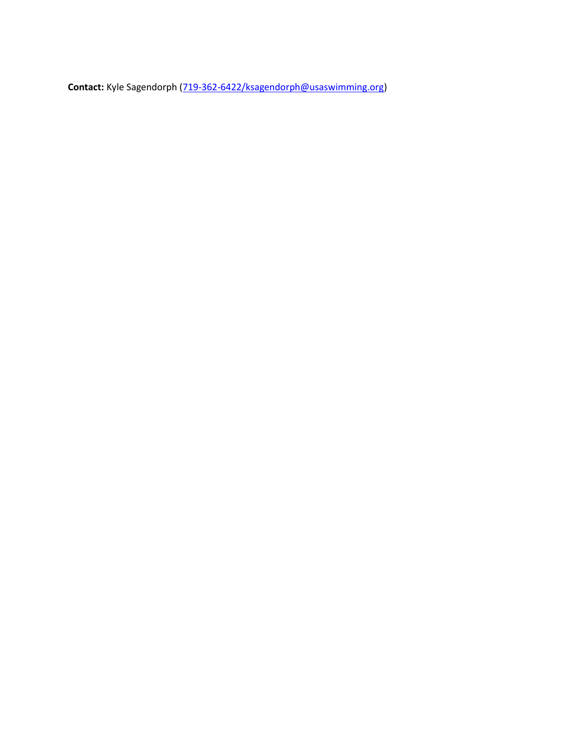**Contact:** Kyle Sagendorph (719-362-6422/ksagendorph@usaswimming.org)